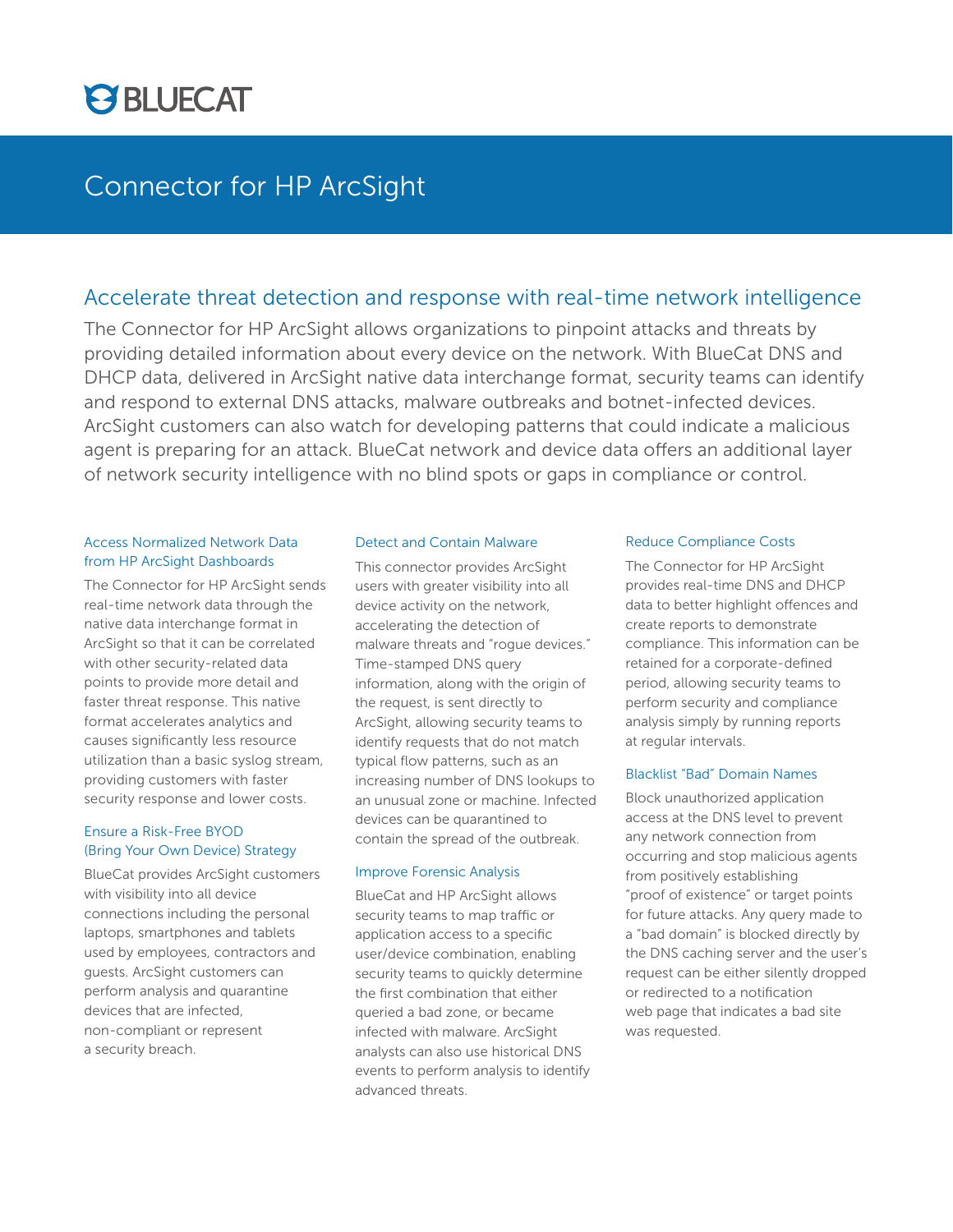BLUECAT

# Connector for HP ArcSight

## Accelerate threat detection and response with real-time network intelligence

The Connector for HP ArcSight allows organizations to pinpoint attacks and threats by providing detailed information about every device on the network. With BlueCat DNS and DHCP data, delivered in ArcSight native data interchange format, security teams can identify and respond to external DNS attacks, malware outbreaks and botnet-infected devices. ArcSight customers can also watch for developing patterns that could indicate a malicious agent is preparing for an attack. BlueCat network and device data offers an additional layer of network security intelligence with no blind spots or gaps in compliance or control.

### Access Normalized Network Data from HP ArcSight Dashboards

The Connector for HP ArcSight sends real-time network data through the native data interchange format in ArcSight so that it can be correlated with other security-related data points to provide more detail and faster threat response. This native format accelerates analytics and causes significantly less resource utilization than a basic syslog stream, providing customers with faster security response and lower costs.

### Ensure a Risk-Free BYOD (Bring Your Own Device) Strategy

BlueCat provides ArcSight customers with visibility into all device connections including the personal laptops, smartphones and tablets used by employees, contractors and guests. ArcSight customers can perform analysis and quarantine devices that are infected, non-compliant or represent a security breach.

### Detect and Contain Malware

This connector provides ArcSight users with greater visibility into all device activity on the network, accelerating the detection of malware threats and "rogue devices." Time-stamped DNS query information, along with the origin of the request, is sent directly to ArcSight, allowing security teams to identify requests that do not match typical flow patterns, such as an increasing number of DNS lookups to an unusual zone or machine. Infected devices can be quarantined to contain the spread of the outbreak.

### Improve Forensic Analysis

BlueCat and HP ArcSight allows security teams to map traffic or application access to a specific user/device combination, enabling security teams to quickly determine the first combination that either queried a bad zone, or became infected with malware. ArcSight analysts can also use historical DNS events to perform analysis to identify advanced threats.

### Reduce Compliance Costs

The Connector for HP ArcSight provides real-time DNS and DHCP data to better highlight offences and create reports to demonstrate compliance. This information can be retained for a corporate-defined period, allowing security teams to perform security and compliance analysis simply by running reports at regular intervals.

### Blacklist "Bad" Domain Names

Block unauthorized application access at the DNS level to prevent any network connection from occurring and stop malicious agents from positively establishing "proof of existence" or target points for future attacks. Any query made to a "bad domain" is blocked directly by the DNS caching server and the user's request can be either silently dropped or redirected to a notification web page that indicates a bad site was requested.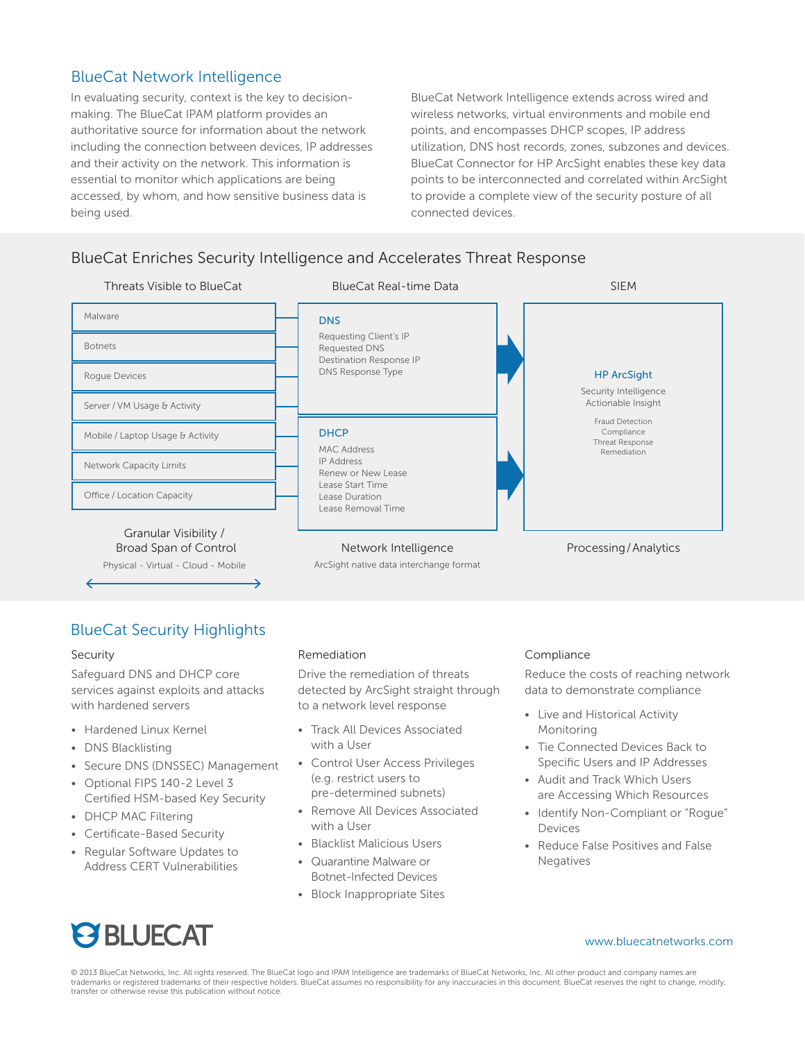## BlueCat Network Intelligence

In evaluating security, context is the key to decision-making. The BlueCat IPAM platform provides an authoritative source for information about the network including the connection between devices, IP addresses and their activity on the network. This information is essential to monitor which applications are being accessed, by whom, and how sensitive business data is being used.

BlueCat Network Intelligence extends across wired and wireless networks, virtual environments and mobile end points, and encompasses DHCP scopes, IP address utilization, DNS host records, zones, subzones and devices. BlueCat Connector for HP ArcSight enables these key data points to be interconnected and correlated within ArcSight to provide a complete view of the security posture of all connected devices.

### BlueCat Enriches Security Intelligence and Accelerates Threat Response

Threats Visible to BlueCat

Malware

Botnets

Rogue Devices

Server / VM Usage & Activity

Mobile / Laptop Usage & Activity

Network Capacity Limits

Office / Location Capacity

Granular Visibility / Broad Span of Control

Physical - Virtual - Cloud - Mobile

BlueCat Real-time Data

DNS

Requesting Client's IP
Requested DNS
Destination Response IP
DNS Response Type

DHCP

MAC Address
IP Address
Renew or New Lease
Lease Start Time
Lease Duration
Lease Removal Time

Network Intelligence

ArcSight native data interchange format

SIEM

HP ArcSight

Security Intelligence
Actionable Insight

Fraud Detection
Compliance
Threat Response
Remediation

Processing / Analytics

## BlueCat Security Highlights

### Security

Safeguard DNS and DHCP core services against exploits and attacks with hardened servers

- Hardened Linux Kernel
- DNS Blacklisting
- Secure DNS (DNSSEC) Management
- Optional FIPS 140-2 Level 3 Certified HSM-based Key Security
- DHCP MAC Filtering
- Certificate-Based Security
- Regular Software Updates to Address CERT Vulnerabilities

### Remediation

Drive the remediation of threats detected by ArcSight straight through to a network level response

- Track All Devices Associated with a User
- Control User Access Privileges (e.g. restrict users to pre-determined subnets)
- Remove All Devices Associated with a User
- Blacklist Malicious Users
- Quarantine Malware or Botnet-Infected Devices
- Block Inappropriate Sites

### Compliance

Reduce the costs of reaching network data to demonstrate compliance

- Live and Historical Activity Monitoring
- Tie Connected Devices Back to Specific Users and IP Addresses
- Audit and Track Which Users are Accessing Which Resources
- Identify Non-Compliant or "Rogue" Devices
- Reduce False Positives and False Negatives

BLUECAT

www.bluecatnetworks.com

© 2013 BlueCat Networks, Inc. All rights reserved. The BlueCat logo and IPAM Intelligence are trademarks of BlueCat Networks, Inc. All other product and company names are trademarks or registered trademarks of their respective holders. BlueCat assumes no responsibility for any inaccuracies in this document. BlueCat reserves the right to change, modify, transfer or otherwise revise this publication without notice.